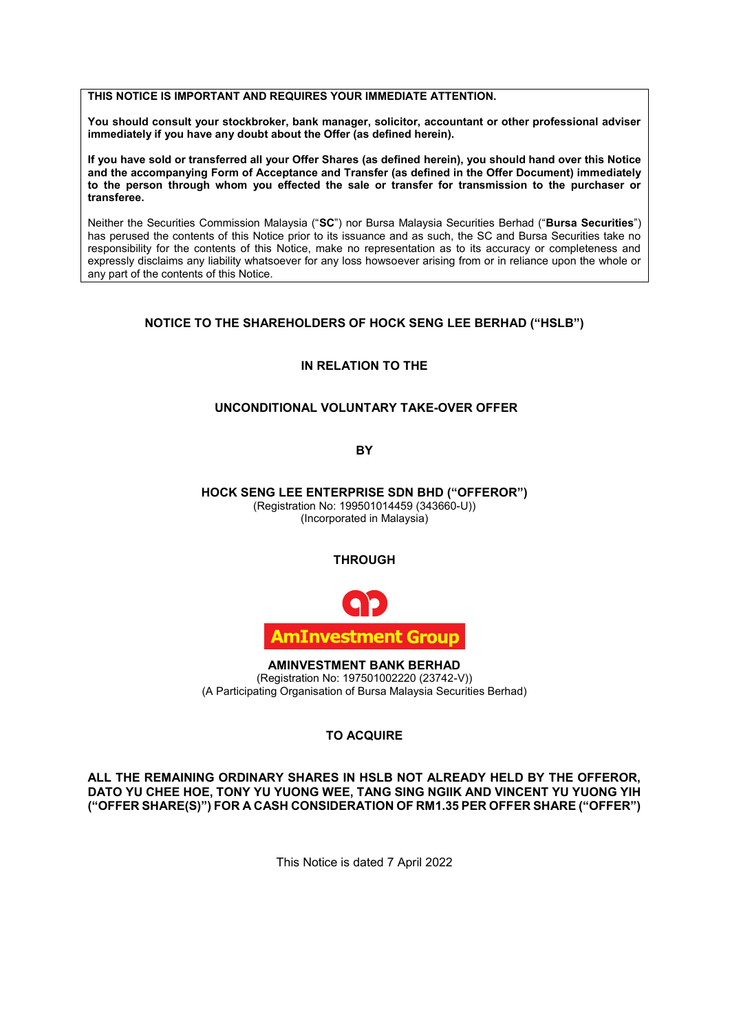**THIS NOTICE IS IMPORTANT AND REQUIRES YOUR IMMEDIATE ATTENTION.**

**You should consult your stockbroker, bank manager, solicitor, accountant or other professional adviser immediately if you have any doubt about the Offer (as defined herein).**

**If you have sold or transferred all your Offer Shares (as defined herein), you should hand over this Notice and the accompanying Form of Acceptance and Transfer (as defined in the Offer Document) immediately to the person through whom you effected the sale or transfer for transmission to the purchaser or transferee.**

Neither the Securities Commission Malaysia ("**SC**") nor Bursa Malaysia Securities Berhad ("**Bursa Securities**") has perused the contents of this Notice prior to its issuance and as such, the SC and Bursa Securities take no responsibility for the contents of this Notice, make no representation as to its accuracy or completeness and expressly disclaims any liability whatsoever for any loss howsoever arising from or in reliance upon the whole or any part of the contents of this Notice.

**NOTICE TO THE SHAREHOLDERS OF HOCK SENG LEE BERHAD ("HSLB")**

**IN RELATION TO THE**

**UNCONDITIONAL VOLUNTARY TAKE-OVER OFFER**

**BY**

**HOCK SENG LEE ENTERPRISE SDN BHD ("OFFEROR")**
(Registration No: 199501014459 (343660-U))
(Incorporated in Malaysia)

**THROUGH**

AmInvestment Group

**AMINVESTMENT BANK BERHAD**
(Registration No: 197501002220 (23742-V))
(A Participating Organisation of Bursa Malaysia Securities Berhad)

**TO ACQUIRE**

**ALL THE REMAINING ORDINARY SHARES IN HSLB NOT ALREADY HELD BY THE OFFEROR, DATO YU CHEE HOE, TONY YU YUONG WEE, TANG SING NGIIK AND VINCENT YU YUONG YIH ("OFFER SHARE(S)") FOR A CASH CONSIDERATION OF RM1.35 PER OFFER SHARE ("OFFER")**

This Notice is dated 7 April 2022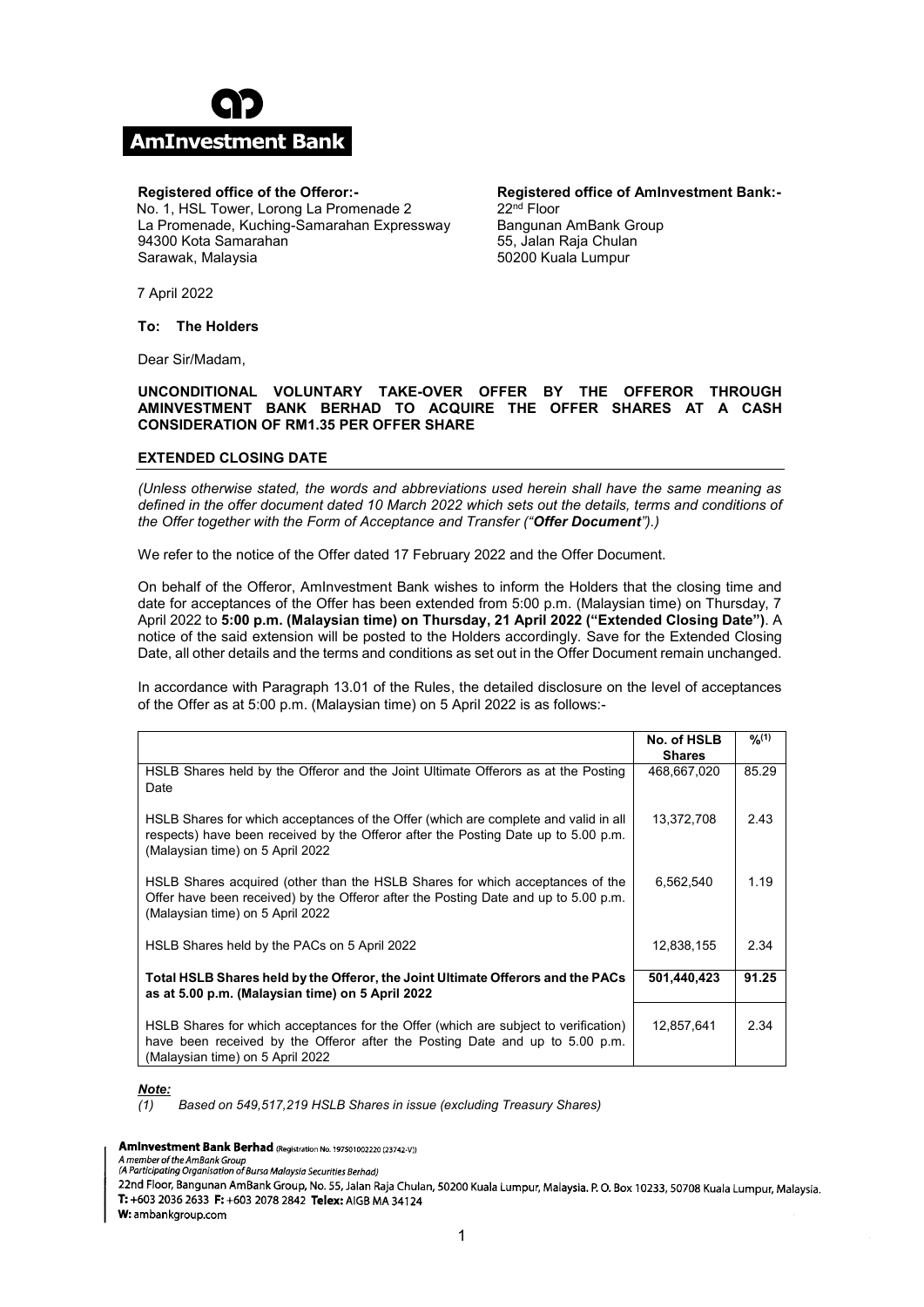**AmInvestment Bank**

**Registered office of the Offeror:-**
No. 1, HSL Tower, Lorong La Promenade 2
La Promenade, Kuching-Samarahan Expressway
94300 Kota Samarahan
Sarawak, Malaysia

**Registered office of AmInvestment Bank:-**
22nd Floor
Bangunan AmBank Group
55, Jalan Raja Chulan
50200 Kuala Lumpur

7 April 2022

**To: The Holders**

Dear Sir/Madam,

**UNCONDITIONAL VOLUNTARY TAKE-OVER OFFER BY THE OFFEROR THROUGH AMINVESTMENT BANK BERHAD TO ACQUIRE THE OFFER SHARES AT A CASH CONSIDERATION OF RM1.35 PER OFFER SHARE**

**EXTENDED CLOSING DATE**

*(Unless otherwise stated, the words and abbreviations used herein shall have the same meaning as defined in the offer document dated 10 March 2022 which sets out the details, terms and conditions of the Offer together with the Form of Acceptance and Transfer ("**Offer Document**").)*

We refer to the notice of the Offer dated 17 February 2022 and the Offer Document.

On behalf of the Offeror, AmInvestment Bank wishes to inform the Holders that the closing time and date for acceptances of the Offer has been extended from 5:00 p.m. (Malaysian time) on Thursday, 7 April 2022 to **5:00 p.m. (Malaysian time) on Thursday, 21 April 2022 ("Extended Closing Date")**. A notice of the said extension will be posted to the Holders accordingly. Save for the Extended Closing Date, all other details and the terms and conditions as set out in the Offer Document remain unchanged.

In accordance with Paragraph 13.01 of the Rules, the detailed disclosure on the level of acceptances of the Offer as at 5:00 p.m. (Malaysian time) on 5 April 2022 is as follows:-

| | No. of HSLB Shares | %(1) |
|---|---|---|
| HSLB Shares held by the Offeror and the Joint Ultimate Offerors as at the Posting Date | 468,667,020 | 85.29 |
| HSLB Shares for which acceptances of the Offer (which are complete and valid in all respects) have been received by the Offeror after the Posting Date up to 5.00 p.m. (Malaysian time) on 5 April 2022 | 13,372,708 | 2.43 |
| HSLB Shares acquired (other than the HSLB Shares for which acceptances of the Offer have been received) by the Offeror after the Posting Date and up to 5.00 p.m. (Malaysian time) on 5 April 2022 | 6,562,540 | 1.19 |
| HSLB Shares held by the PACs on 5 April 2022 | 12,838,155 | 2.34 |
| **Total HSLB Shares held by the Offeror, the Joint Ultimate Offerors and the PACs as at 5.00 p.m. (Malaysian time) on 5 April 2022** | **501,440,423** | **91.25** |
| HSLB Shares for which acceptances for the Offer (which are subject to verification) have been received by the Offeror after the Posting Date and up to 5.00 p.m. (Malaysian time) on 5 April 2022 | 12,857,641 | 2.34 |

***Note:***
*(1) Based on 549,517,219 HSLB Shares in issue (excluding Treasury Shares)*

**AmInvestment Bank Berhad** (Registration No. 197501002220 (23742-V))
*A member of the AmBank Group*
*(A Participating Organisation of Bursa Malaysia Securities Berhad)*
22nd Floor, Bangunan AmBank Group, No. 55, Jalan Raja Chulan, 50200 Kuala Lumpur, Malaysia. P. O. Box 10233, 50708 Kuala Lumpur, Malaysia.
**T:** +603 2036 2633 **F:** +603 2078 2842 **Telex:** AIGB MA 34124
**W:** ambankgroup.com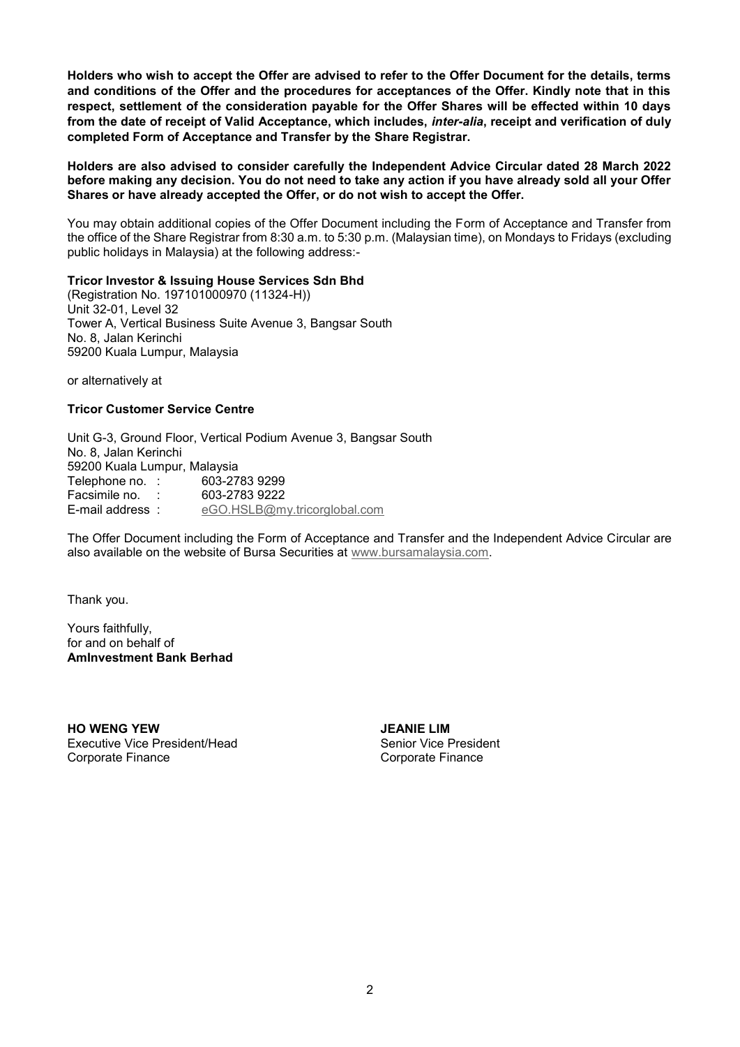**Holders who wish to accept the Offer are advised to refer to the Offer Document for the details, terms and conditions of the Offer and the procedures for acceptances of the Offer. Kindly note that in this respect, settlement of the consideration payable for the Offer Shares will be effected within 10 days from the date of receipt of Valid Acceptance, which includes, *inter-alia*, receipt and verification of duly completed Form of Acceptance and Transfer by the Share Registrar.**

**Holders are also advised to consider carefully the Independent Advice Circular dated 28 March 2022 before making any decision. You do not need to take any action if you have already sold all your Offer Shares or have already accepted the Offer, or do not wish to accept the Offer.**

You may obtain additional copies of the Offer Document including the Form of Acceptance and Transfer from the office of the Share Registrar from 8:30 a.m. to 5:30 p.m. (Malaysian time), on Mondays to Fridays (excluding public holidays in Malaysia) at the following address:-

**Tricor Investor & Issuing House Services Sdn Bhd**
(Registration No. 197101000970 (11324-H))
Unit 32-01, Level 32
Tower A, Vertical Business Suite Avenue 3, Bangsar South
No. 8, Jalan Kerinchi
59200 Kuala Lumpur, Malaysia

or alternatively at

**Tricor Customer Service Centre**

Unit G-3, Ground Floor, Vertical Podium Avenue 3, Bangsar South
No. 8, Jalan Kerinchi
59200 Kuala Lumpur, Malaysia
Telephone no. : 603-2783 9299
Facsimile no. : 603-2783 9222
E-mail address : eGO.HSLB@my.tricorglobal.com

The Offer Document including the Form of Acceptance and Transfer and the Independent Advice Circular are also available on the website of Bursa Securities at www.bursamalaysia.com.

Thank you.

Yours faithfully,
for and on behalf of
**AmInvestment Bank Berhad**

**HO WENG YEW**
Executive Vice President/Head
Corporate Finance

**JEANIE LIM**
Senior Vice President
Corporate Finance